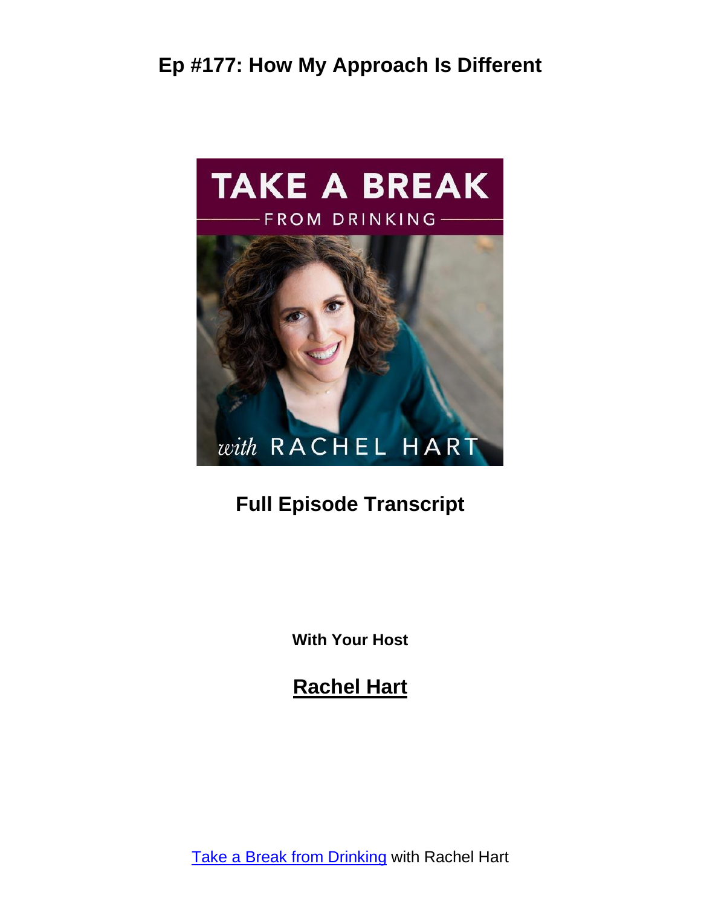# Ep #177: How My Approach Is Different

**Full Episode Transcript**

**With Your Host**

**Rachel Hart**

Take a Break from Drinking with Rachel Hart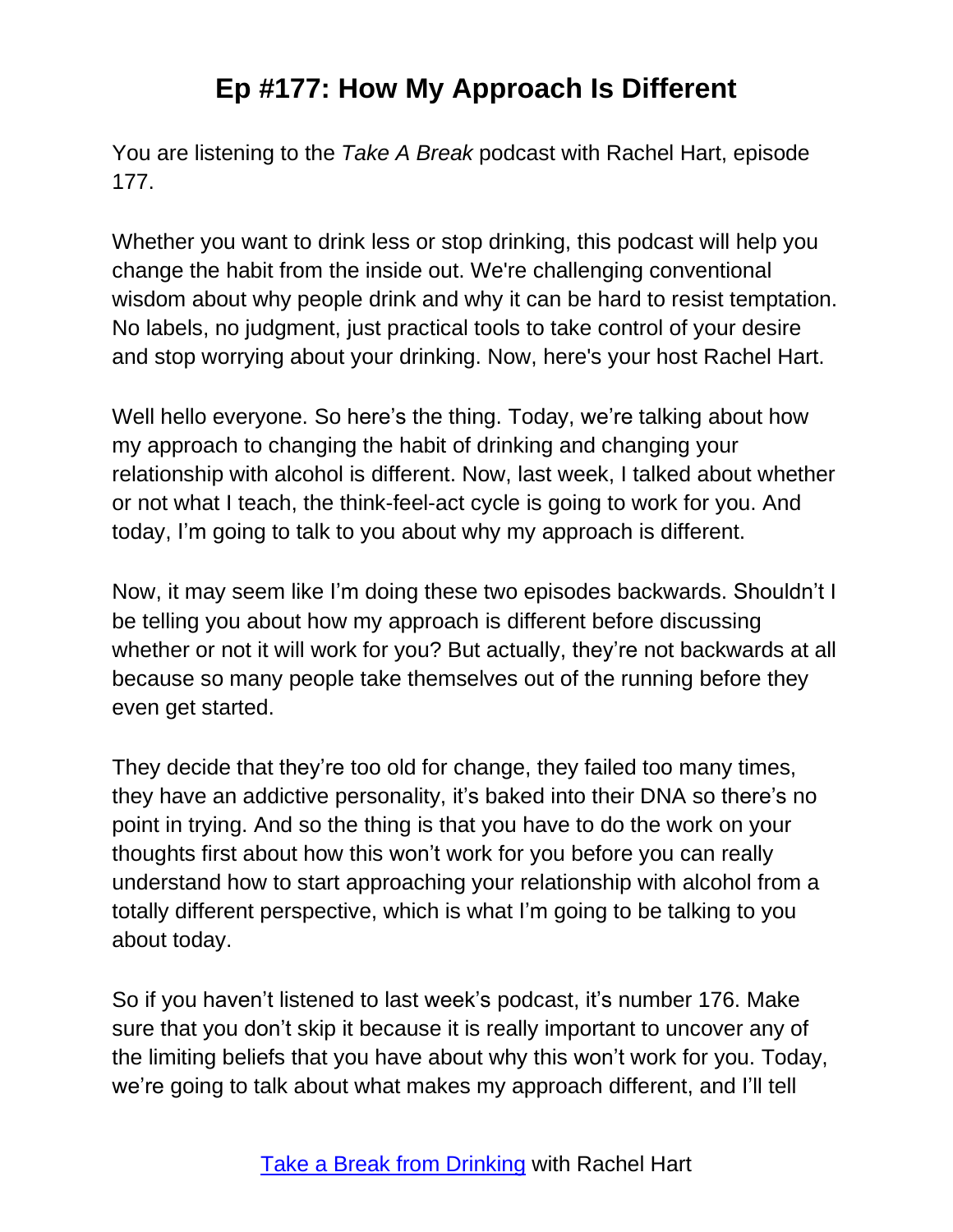# Ep #177: How My Approach Is Different

You are listening to the *Take A Break* podcast with Rachel Hart, episode 177.

Whether you want to drink less or stop drinking, this podcast will help you change the habit from the inside out. We're challenging conventional wisdom about why people drink and why it can be hard to resist temptation. No labels, no judgment, just practical tools to take control of your desire and stop worrying about your drinking. Now, here's your host Rachel Hart.

Well hello everyone. So here's the thing. Today, we're talking about how my approach to changing the habit of drinking and changing your relationship with alcohol is different. Now, last week, I talked about whether or not what I teach, the think-feel-act cycle is going to work for you. And today, I'm going to talk to you about why my approach is different.

Now, it may seem like I'm doing these two episodes backwards. Shouldn't I be telling you about how my approach is different before discussing whether or not it will work for you? But actually, they're not backwards at all because so many people take themselves out of the running before they even get started.

They decide that they're too old for change, they failed too many times, they have an addictive personality, it's baked into their DNA so there's no point in trying. And so the thing is that you have to do the work on your thoughts first about how this won't work for you before you can really understand how to start approaching your relationship with alcohol from a totally different perspective, which is what I'm going to be talking to you about today.

So if you haven't listened to last week's podcast, it's number 176. Make sure that you don't skip it because it is really important to uncover any of the limiting beliefs that you have about why this won't work for you. Today, we're going to talk about what makes my approach different, and I'll tell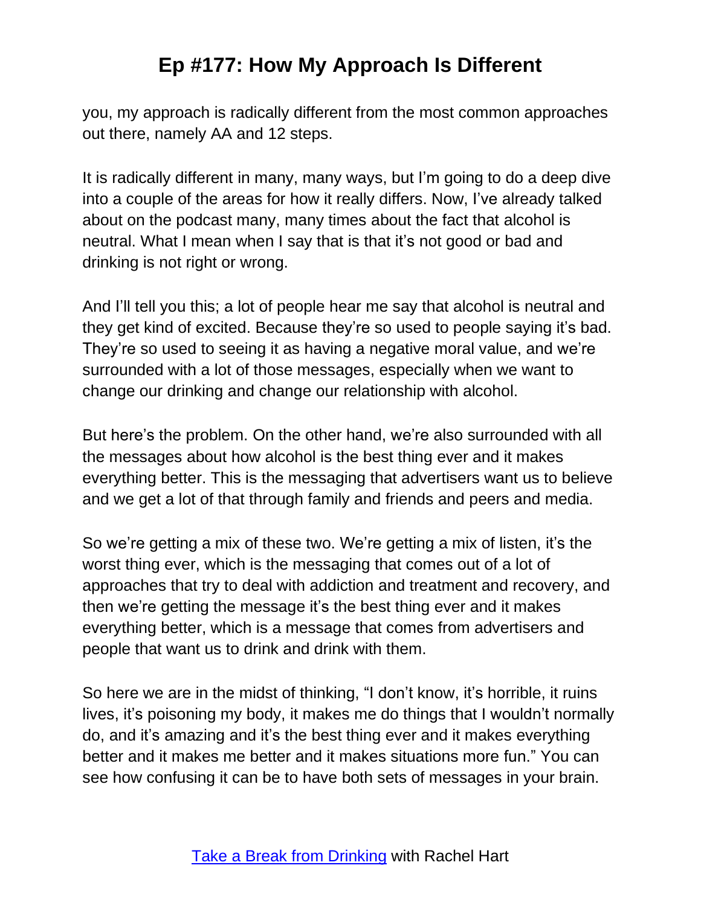you, my approach is radically different from the most common approaches out there, namely AA and 12 steps.

It is radically different in many, many ways, but I'm going to do a deep dive into a couple of the areas for how it really differs. Now, I've already talked about on the podcast many, many times about the fact that alcohol is neutral. What I mean when I say that is that it's not good or bad and drinking is not right or wrong.

And I'll tell you this; a lot of people hear me say that alcohol is neutral and they get kind of excited. Because they're so used to people saying it's bad. They're so used to seeing it as having a negative moral value, and we're surrounded with a lot of those messages, especially when we want to change our drinking and change our relationship with alcohol.

But here's the problem. On the other hand, we're also surrounded with all the messages about how alcohol is the best thing ever and it makes everything better. This is the messaging that advertisers want us to believe and we get a lot of that through family and friends and peers and media.

So we're getting a mix of these two. We're getting a mix of listen, it's the worst thing ever, which is the messaging that comes out of a lot of approaches that try to deal with addiction and treatment and recovery, and then we're getting the message it's the best thing ever and it makes everything better, which is a message that comes from advertisers and people that want us to drink and drink with them.

So here we are in the midst of thinking, "I don't know, it's horrible, it ruins lives, it's poisoning my body, it makes me do things that I wouldn't normally do, and it's amazing and it's the best thing ever and it makes everything better and it makes me better and it makes situations more fun." You can see how confusing it can be to have both sets of messages in your brain.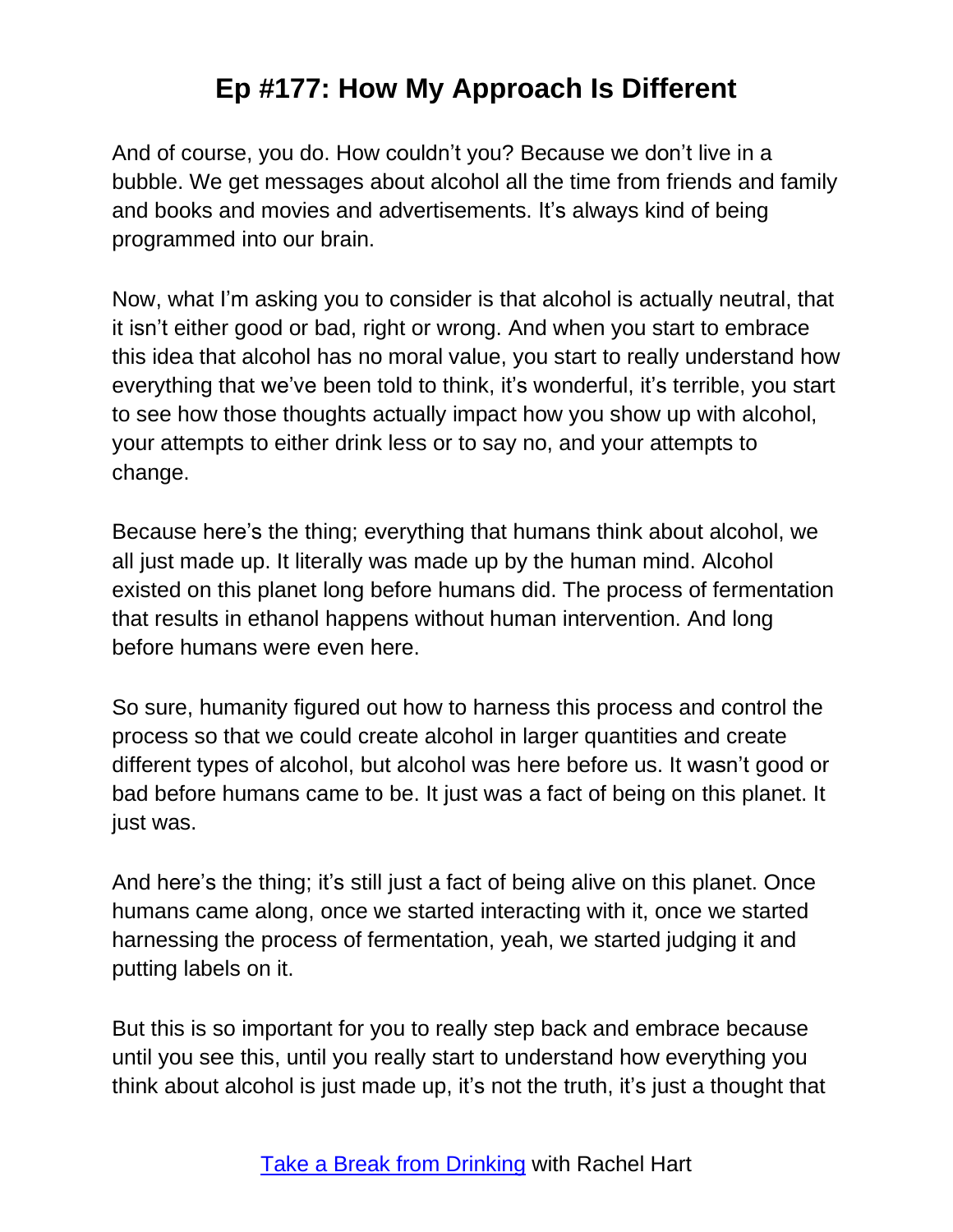And of course, you do. How couldn't you? Because we don't live in a bubble. We get messages about alcohol all the time from friends and family and books and movies and advertisements. It's always kind of being programmed into our brain.

Now, what I'm asking you to consider is that alcohol is actually neutral, that it isn't either good or bad, right or wrong. And when you start to embrace this idea that alcohol has no moral value, you start to really understand how everything that we've been told to think, it's wonderful, it's terrible, you start to see how those thoughts actually impact how you show up with alcohol, your attempts to either drink less or to say no, and your attempts to change.

Because here's the thing; everything that humans think about alcohol, we all just made up. It literally was made up by the human mind. Alcohol existed on this planet long before humans did. The process of fermentation that results in ethanol happens without human intervention. And long before humans were even here.

So sure, humanity figured out how to harness this process and control the process so that we could create alcohol in larger quantities and create different types of alcohol, but alcohol was here before us. It wasn't good or bad before humans came to be. It just was a fact of being on this planet. It just was.

And here's the thing; it's still just a fact of being alive on this planet. Once humans came along, once we started interacting with it, once we started harnessing the process of fermentation, yeah, we started judging it and putting labels on it.

But this is so important for you to really step back and embrace because until you see this, until you really start to understand how everything you think about alcohol is just made up, it's not the truth, it's just a thought that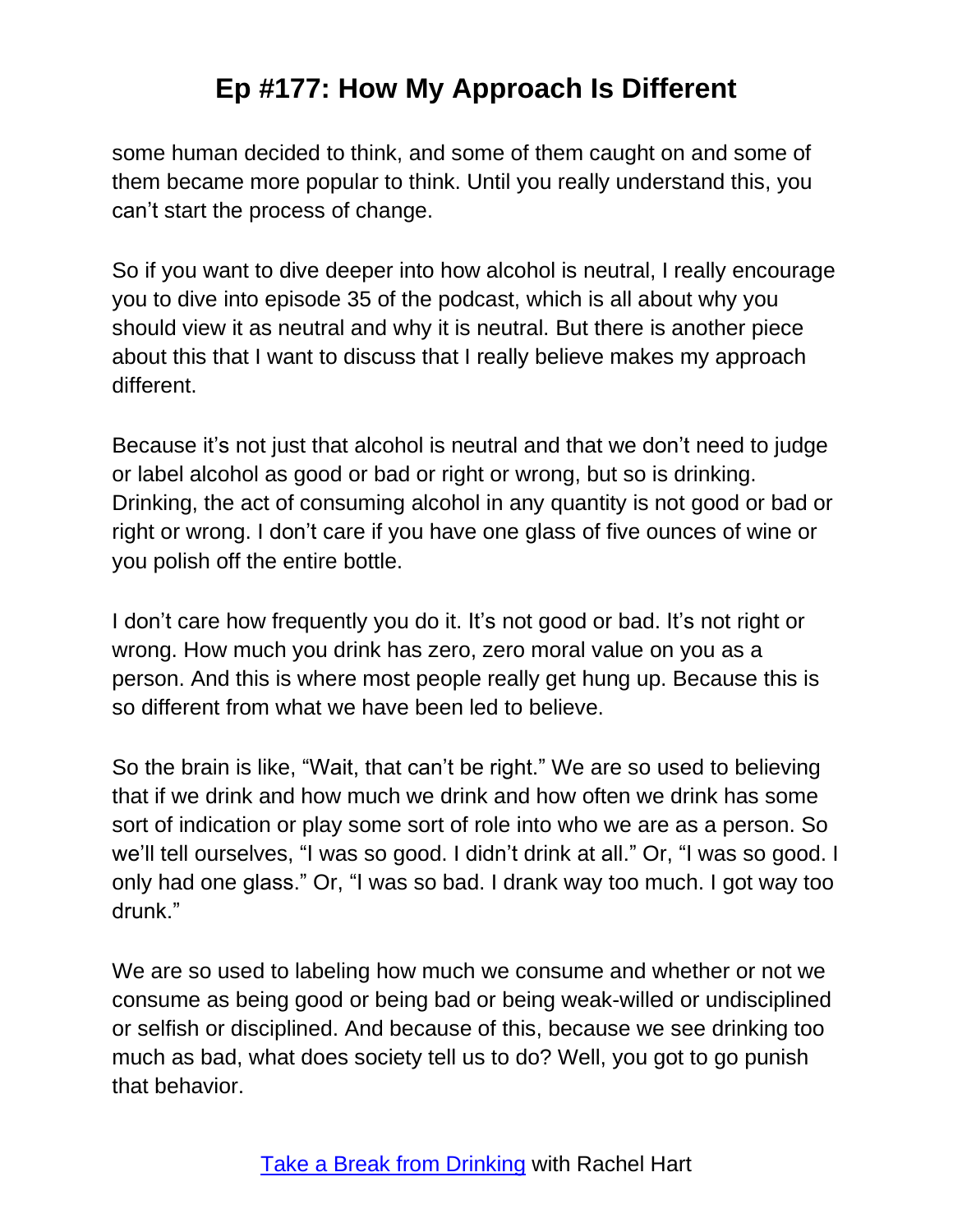some human decided to think, and some of them caught on and some of them became more popular to think. Until you really understand this, you can’t start the process of change.

So if you want to dive deeper into how alcohol is neutral, I really encourage you to dive into episode 35 of the podcast, which is all about why you should view it as neutral and why it is neutral. But there is another piece about this that I want to discuss that I really believe makes my approach different.

Because it’s not just that alcohol is neutral and that we don’t need to judge or label alcohol as good or bad or right or wrong, but so is drinking. Drinking, the act of consuming alcohol in any quantity is not good or bad or right or wrong. I don’t care if you have one glass of five ounces of wine or you polish off the entire bottle.

I don’t care how frequently you do it. It’s not good or bad. It’s not right or wrong. How much you drink has zero, zero moral value on you as a person. And this is where most people really get hung up. Because this is so different from what we have been led to believe.

So the brain is like, “Wait, that can’t be right.” We are so used to believing that if we drink and how much we drink and how often we drink has some sort of indication or play some sort of role into who we are as a person. So we’ll tell ourselves, “I was so good. I didn’t drink at all.” Or, “I was so good. I only had one glass.” Or, “I was so bad. I drank way too much. I got way too drunk.”

We are so used to labeling how much we consume and whether or not we consume as being good or being bad or being weak-willed or undisciplined or selfish or disciplined. And because of this, because we see drinking too much as bad, what does society tell us to do? Well, you got to go punish that behavior.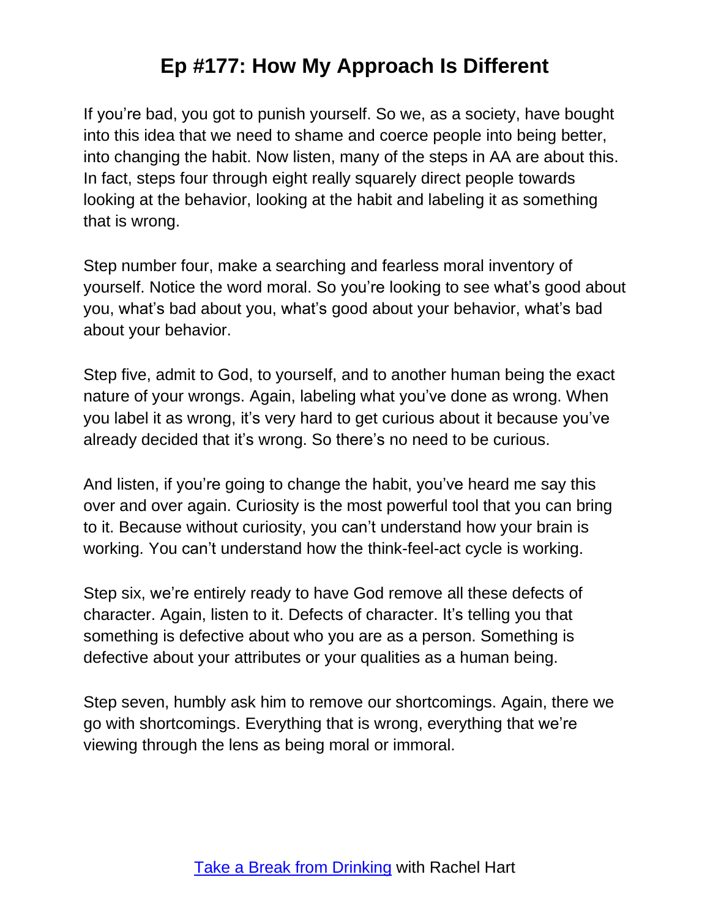If you're bad, you got to punish yourself. So we, as a society, have bought into this idea that we need to shame and coerce people into being better, into changing the habit. Now listen, many of the steps in AA are about this. In fact, steps four through eight really squarely direct people towards looking at the behavior, looking at the habit and labeling it as something that is wrong.

Step number four, make a searching and fearless moral inventory of yourself. Notice the word moral. So you're looking to see what's good about you, what's bad about you, what's good about your behavior, what's bad about your behavior.

Step five, admit to God, to yourself, and to another human being the exact nature of your wrongs. Again, labeling what you've done as wrong. When you label it as wrong, it's very hard to get curious about it because you've already decided that it's wrong. So there's no need to be curious.

And listen, if you're going to change the habit, you've heard me say this over and over again. Curiosity is the most powerful tool that you can bring to it. Because without curiosity, you can't understand how your brain is working. You can't understand how the think-feel-act cycle is working.

Step six, we're entirely ready to have God remove all these defects of character. Again, listen to it. Defects of character. It's telling you that something is defective about who you are as a person. Something is defective about your attributes or your qualities as a human being.

Step seven, humbly ask him to remove our shortcomings. Again, there we go with shortcomings. Everything that is wrong, everything that we're viewing through the lens as being moral or immoral.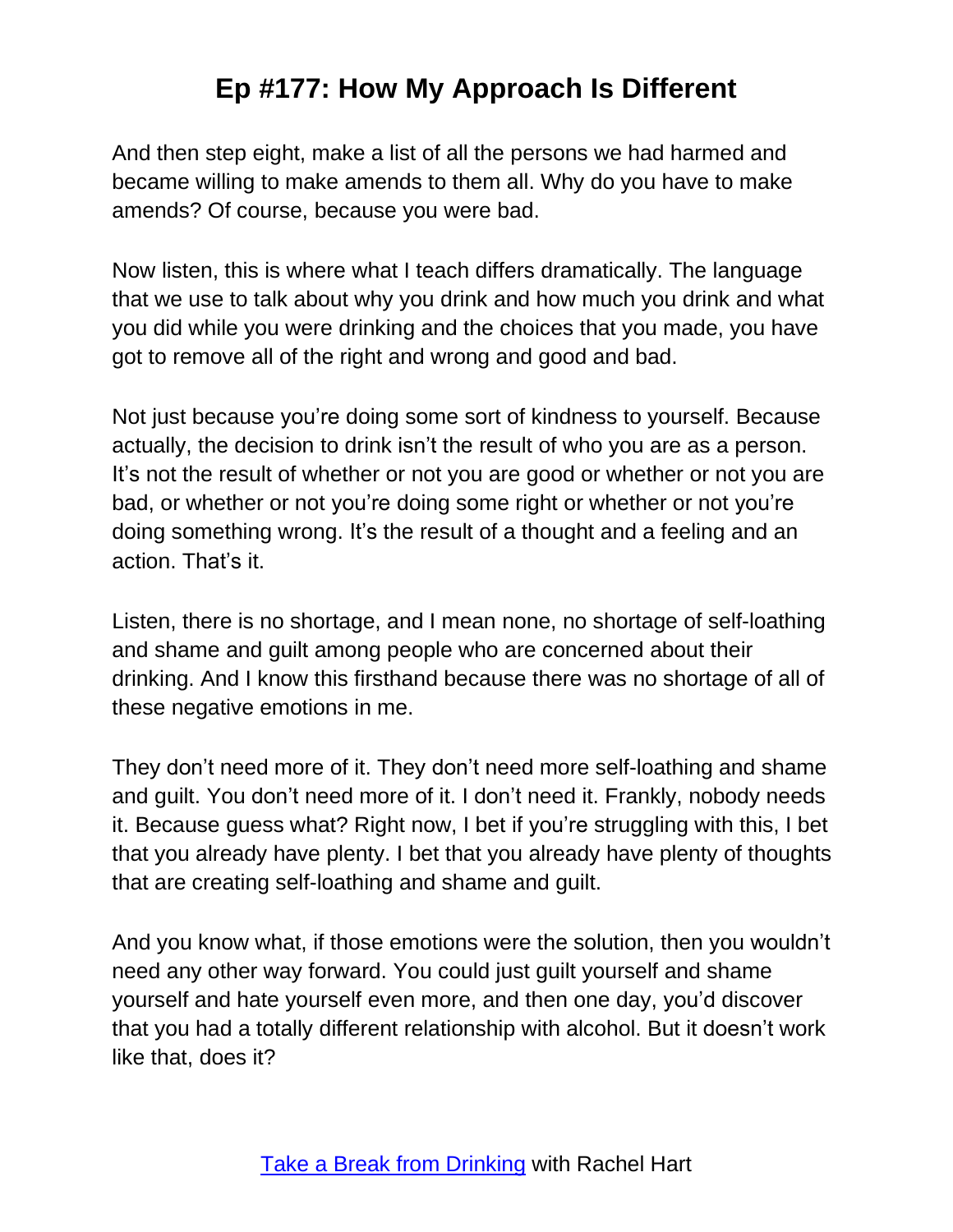And then step eight, make a list of all the persons we had harmed and became willing to make amends to them all. Why do you have to make amends? Of course, because you were bad.

Now listen, this is where what I teach differs dramatically. The language that we use to talk about why you drink and how much you drink and what you did while you were drinking and the choices that you made, you have got to remove all of the right and wrong and good and bad.

Not just because you're doing some sort of kindness to yourself. Because actually, the decision to drink isn't the result of who you are as a person. It's not the result of whether or not you are good or whether or not you are bad, or whether or not you're doing some right or whether or not you're doing something wrong. It's the result of a thought and a feeling and an action. That's it.

Listen, there is no shortage, and I mean none, no shortage of self-loathing and shame and guilt among people who are concerned about their drinking. And I know this firsthand because there was no shortage of all of these negative emotions in me.

They don't need more of it. They don't need more self-loathing and shame and guilt. You don't need more of it. I don't need it. Frankly, nobody needs it. Because guess what? Right now, I bet if you're struggling with this, I bet that you already have plenty. I bet that you already have plenty of thoughts that are creating self-loathing and shame and guilt.

And you know what, if those emotions were the solution, then you wouldn't need any other way forward. You could just guilt yourself and shame yourself and hate yourself even more, and then one day, you'd discover that you had a totally different relationship with alcohol. But it doesn't work like that, does it?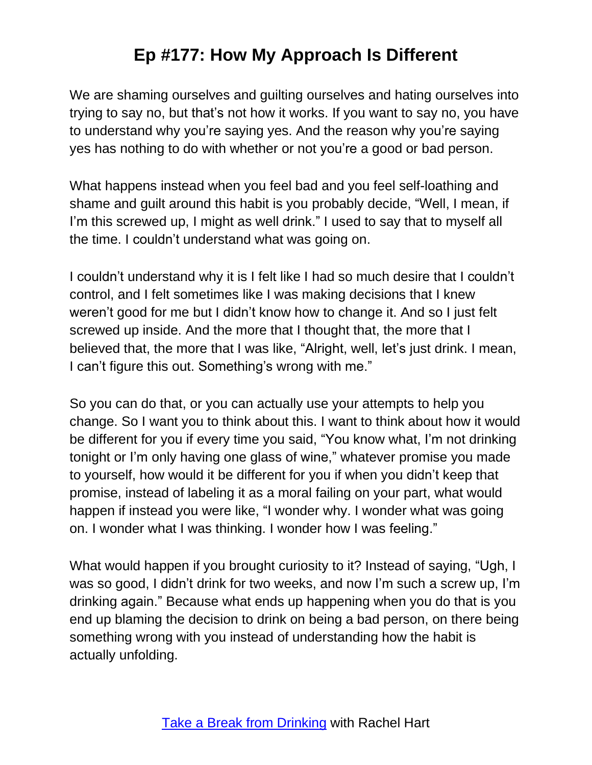We are shaming ourselves and guilting ourselves and hating ourselves into trying to say no, but that's not how it works. If you want to say no, you have to understand why you're saying yes. And the reason why you're saying yes has nothing to do with whether or not you're a good or bad person.

What happens instead when you feel bad and you feel self-loathing and shame and guilt around this habit is you probably decide, "Well, I mean, if I'm this screwed up, I might as well drink." I used to say that to myself all the time. I couldn't understand what was going on.

I couldn't understand why it is I felt like I had so much desire that I couldn't control, and I felt sometimes like I was making decisions that I knew weren't good for me but I didn't know how to change it. And so I just felt screwed up inside. And the more that I thought that, the more that I believed that, the more that I was like, "Alright, well, let's just drink. I mean, I can't figure this out. Something's wrong with me."

So you can do that, or you can actually use your attempts to help you change. So I want you to think about this. I want to think about how it would be different for you if every time you said, "You know what, I'm not drinking tonight or I'm only having one glass of wine," whatever promise you made to yourself, how would it be different for you if when you didn't keep that promise, instead of labeling it as a moral failing on your part, what would happen if instead you were like, "I wonder why. I wonder what was going on. I wonder what I was thinking. I wonder how I was feeling."

What would happen if you brought curiosity to it? Instead of saying, "Ugh, I was so good, I didn't drink for two weeks, and now I'm such a screw up, I'm drinking again." Because what ends up happening when you do that is you end up blaming the decision to drink on being a bad person, on there being something wrong with you instead of understanding how the habit is actually unfolding.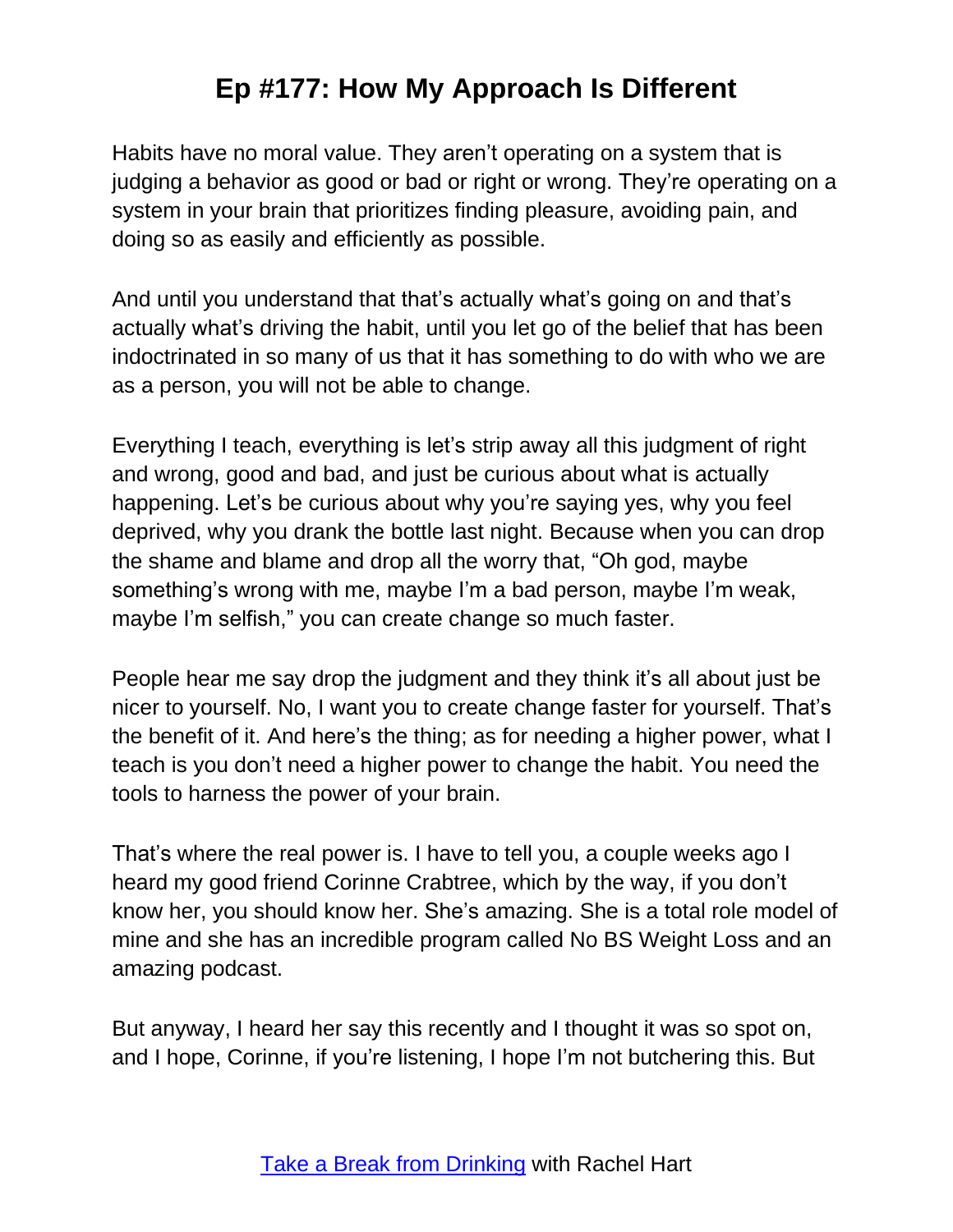Habits have no moral value. They aren't operating on a system that is judging a behavior as good or bad or right or wrong. They're operating on a system in your brain that prioritizes finding pleasure, avoiding pain, and doing so as easily and efficiently as possible.

And until you understand that that's actually what's going on and that's actually what's driving the habit, until you let go of the belief that has been indoctrinated in so many of us that it has something to do with who we are as a person, you will not be able to change.

Everything I teach, everything is let's strip away all this judgment of right and wrong, good and bad, and just be curious about what is actually happening. Let's be curious about why you're saying yes, why you feel deprived, why you drank the bottle last night. Because when you can drop the shame and blame and drop all the worry that, "Oh god, maybe something's wrong with me, maybe I'm a bad person, maybe I'm weak, maybe I'm selfish," you can create change so much faster.

People hear me say drop the judgment and they think it's all about just be nicer to yourself. No, I want you to create change faster for yourself. That's the benefit of it. And here's the thing; as for needing a higher power, what I teach is you don't need a higher power to change the habit. You need the tools to harness the power of your brain.

That's where the real power is. I have to tell you, a couple weeks ago I heard my good friend Corinne Crabtree, which by the way, if you don't know her, you should know her. She's amazing. She is a total role model of mine and she has an incredible program called No BS Weight Loss and an amazing podcast.

But anyway, I heard her say this recently and I thought it was so spot on, and I hope, Corinne, if you're listening, I hope I'm not butchering this. But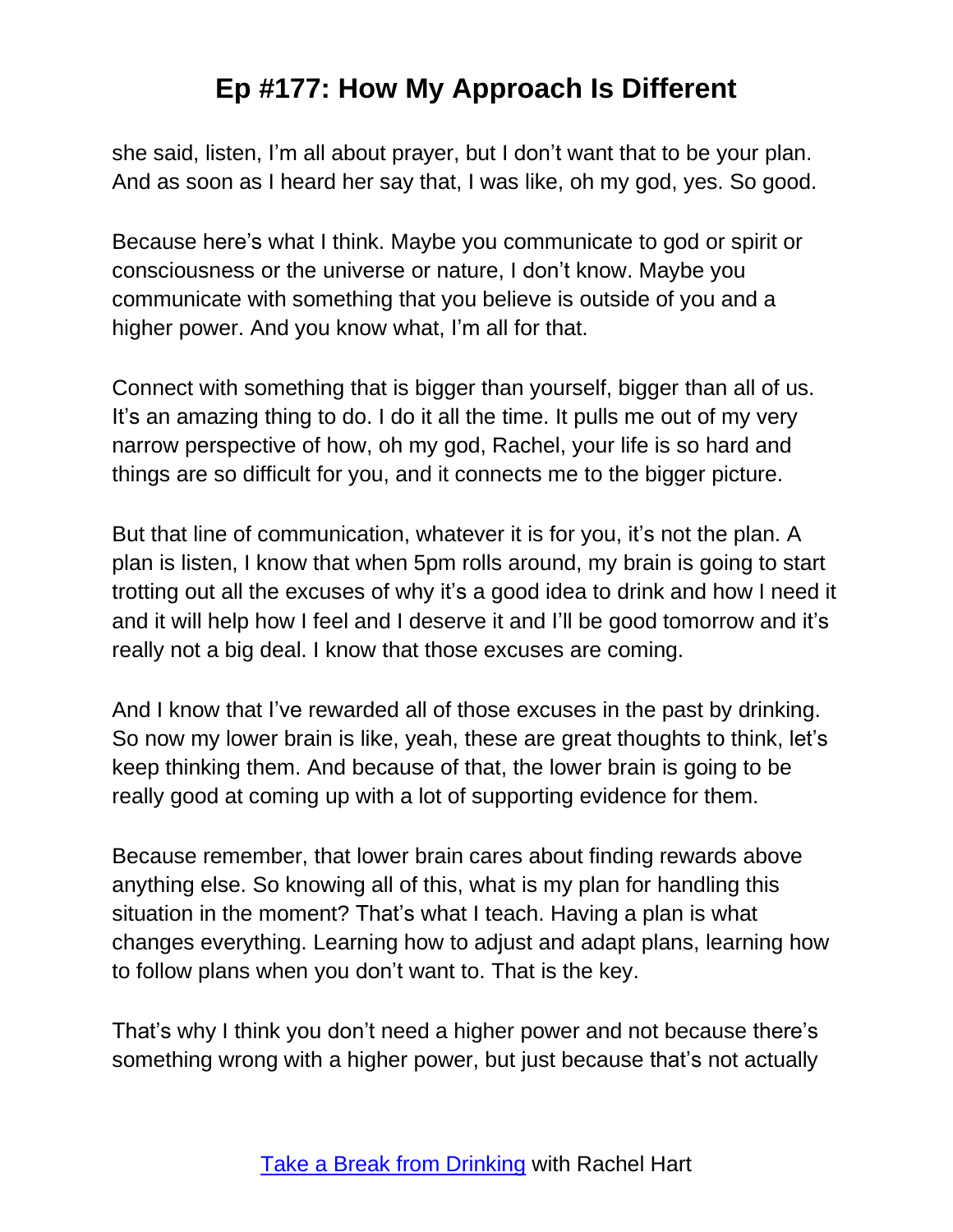she said, listen, I'm all about prayer, but I don't want that to be your plan. And as soon as I heard her say that, I was like, oh my god, yes. So good.

Because here's what I think. Maybe you communicate to god or spirit or consciousness or the universe or nature, I don't know. Maybe you communicate with something that you believe is outside of you and a higher power. And you know what, I'm all for that.

Connect with something that is bigger than yourself, bigger than all of us. It's an amazing thing to do. I do it all the time. It pulls me out of my very narrow perspective of how, oh my god, Rachel, your life is so hard and things are so difficult for you, and it connects me to the bigger picture.

But that line of communication, whatever it is for you, it's not the plan. A plan is listen, I know that when 5pm rolls around, my brain is going to start trotting out all the excuses of why it's a good idea to drink and how I need it and it will help how I feel and I deserve it and I'll be good tomorrow and it's really not a big deal. I know that those excuses are coming.

And I know that I've rewarded all of those excuses in the past by drinking. So now my lower brain is like, yeah, these are great thoughts to think, let's keep thinking them. And because of that, the lower brain is going to be really good at coming up with a lot of supporting evidence for them.

Because remember, that lower brain cares about finding rewards above anything else. So knowing all of this, what is my plan for handling this situation in the moment? That's what I teach. Having a plan is what changes everything. Learning how to adjust and adapt plans, learning how to follow plans when you don't want to. That is the key.

That's why I think you don't need a higher power and not because there's something wrong with a higher power, but just because that's not actually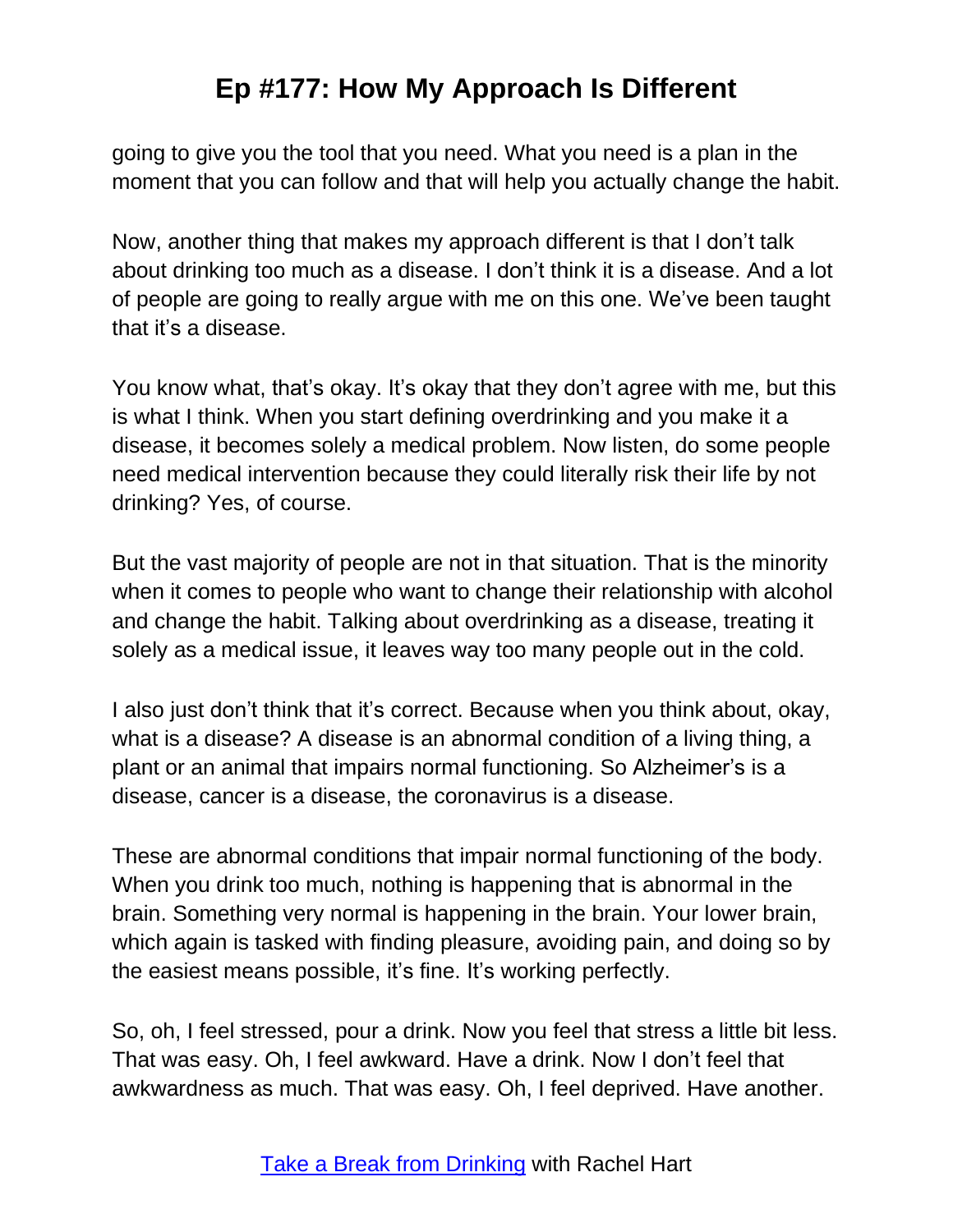going to give you the tool that you need. What you need is a plan in the moment that you can follow and that will help you actually change the habit.

Now, another thing that makes my approach different is that I don't talk about drinking too much as a disease. I don't think it is a disease. And a lot of people are going to really argue with me on this one. We've been taught that it's a disease.

You know what, that's okay. It's okay that they don't agree with me, but this is what I think. When you start defining overdrinking and you make it a disease, it becomes solely a medical problem. Now listen, do some people need medical intervention because they could literally risk their life by not drinking? Yes, of course.

But the vast majority of people are not in that situation. That is the minority when it comes to people who want to change their relationship with alcohol and change the habit. Talking about overdrinking as a disease, treating it solely as a medical issue, it leaves way too many people out in the cold.

I also just don't think that it's correct. Because when you think about, okay, what is a disease? A disease is an abnormal condition of a living thing, a plant or an animal that impairs normal functioning. So Alzheimer's is a disease, cancer is a disease, the coronavirus is a disease.

These are abnormal conditions that impair normal functioning of the body. When you drink too much, nothing is happening that is abnormal in the brain. Something very normal is happening in the brain. Your lower brain, which again is tasked with finding pleasure, avoiding pain, and doing so by the easiest means possible, it's fine. It's working perfectly.

So, oh, I feel stressed, pour a drink. Now you feel that stress a little bit less. That was easy. Oh, I feel awkward. Have a drink. Now I don't feel that awkwardness as much. That was easy. Oh, I feel deprived. Have another.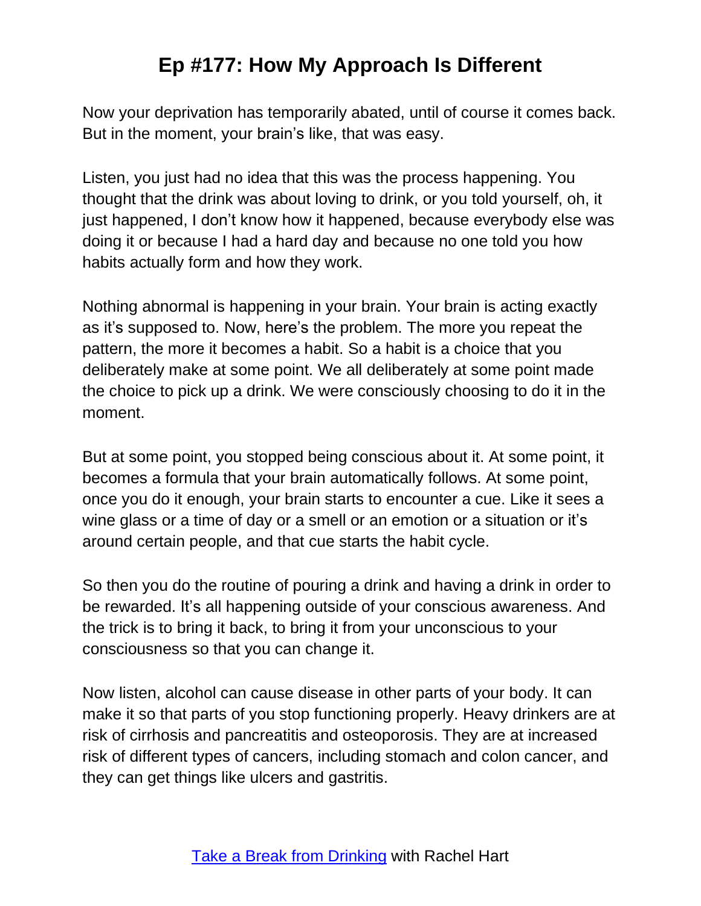Now your deprivation has temporarily abated, until of course it comes back. But in the moment, your brain's like, that was easy.

Listen, you just had no idea that this was the process happening. You thought that the drink was about loving to drink, or you told yourself, oh, it just happened, I don't know how it happened, because everybody else was doing it or because I had a hard day and because no one told you how habits actually form and how they work.

Nothing abnormal is happening in your brain. Your brain is acting exactly as it's supposed to. Now, here's the problem. The more you repeat the pattern, the more it becomes a habit. So a habit is a choice that you deliberately make at some point. We all deliberately at some point made the choice to pick up a drink. We were consciously choosing to do it in the moment.

But at some point, you stopped being conscious about it. At some point, it becomes a formula that your brain automatically follows. At some point, once you do it enough, your brain starts to encounter a cue. Like it sees a wine glass or a time of day or a smell or an emotion or a situation or it's around certain people, and that cue starts the habit cycle.

So then you do the routine of pouring a drink and having a drink in order to be rewarded. It's all happening outside of your conscious awareness. And the trick is to bring it back, to bring it from your unconscious to your consciousness so that you can change it.

Now listen, alcohol can cause disease in other parts of your body. It can make it so that parts of you stop functioning properly. Heavy drinkers are at risk of cirrhosis and pancreatitis and osteoporosis. They are at increased risk of different types of cancers, including stomach and colon cancer, and they can get things like ulcers and gastritis.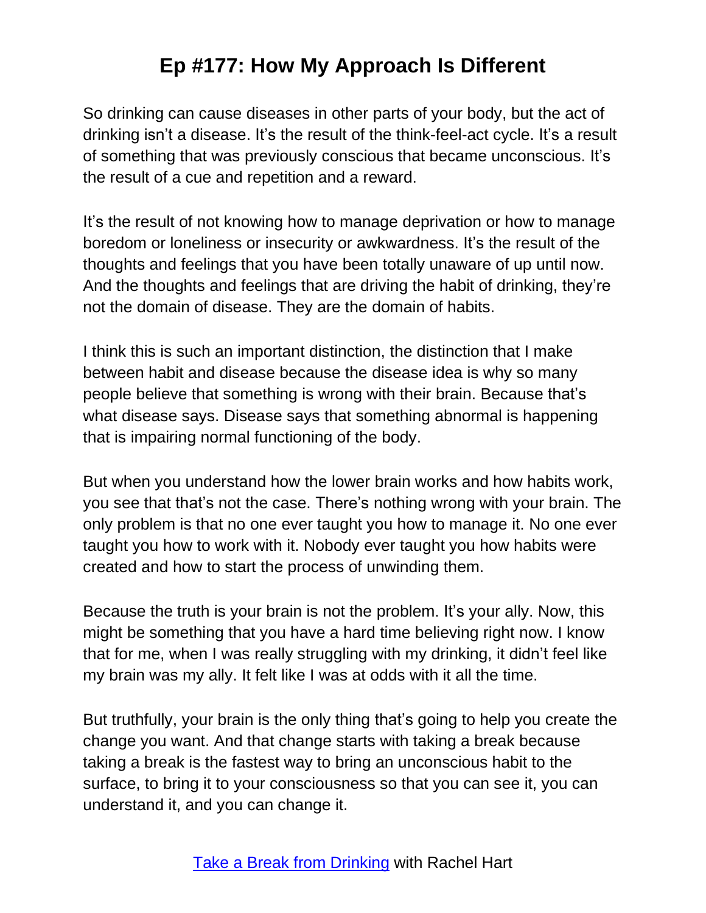So drinking can cause diseases in other parts of your body, but the act of drinking isn't a disease. It's the result of the think-feel-act cycle. It's a result of something that was previously conscious that became unconscious. It's the result of a cue and repetition and a reward.

It's the result of not knowing how to manage deprivation or how to manage boredom or loneliness or insecurity or awkwardness. It's the result of the thoughts and feelings that you have been totally unaware of up until now. And the thoughts and feelings that are driving the habit of drinking, they're not the domain of disease. They are the domain of habits.

I think this is such an important distinction, the distinction that I make between habit and disease because the disease idea is why so many people believe that something is wrong with their brain. Because that's what disease says. Disease says that something abnormal is happening that is impairing normal functioning of the body.

But when you understand how the lower brain works and how habits work, you see that that's not the case. There's nothing wrong with your brain. The only problem is that no one ever taught you how to manage it. No one ever taught you how to work with it. Nobody ever taught you how habits were created and how to start the process of unwinding them.

Because the truth is your brain is not the problem. It's your ally. Now, this might be something that you have a hard time believing right now. I know that for me, when I was really struggling with my drinking, it didn't feel like my brain was my ally. It felt like I was at odds with it all the time.

But truthfully, your brain is the only thing that's going to help you create the change you want. And that change starts with taking a break because taking a break is the fastest way to bring an unconscious habit to the surface, to bring it to your consciousness so that you can see it, you can understand it, and you can change it.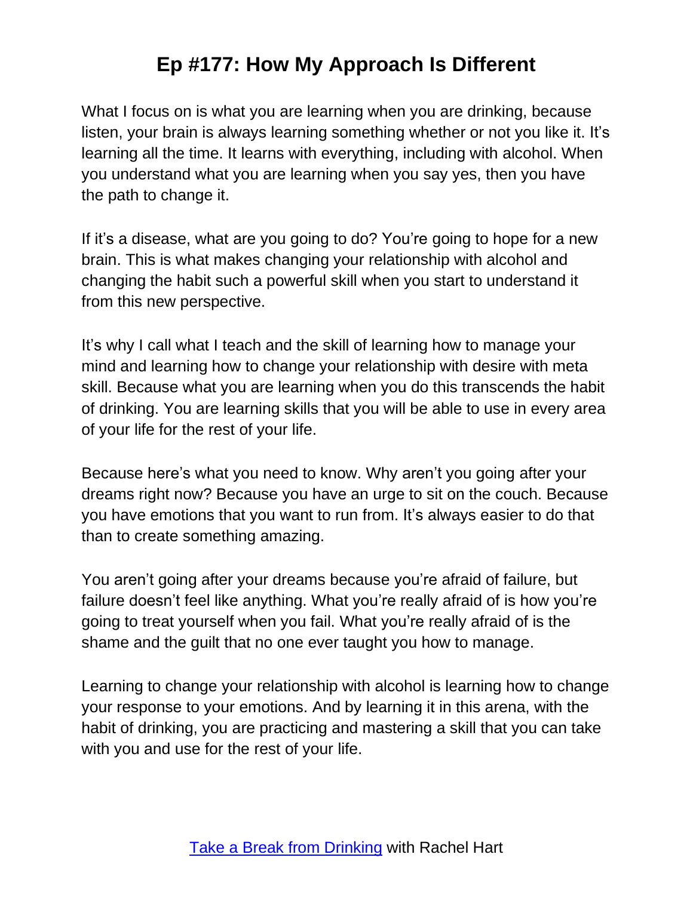What I focus on is what you are learning when you are drinking, because listen, your brain is always learning something whether or not you like it. It's learning all the time. It learns with everything, including with alcohol. When you understand what you are learning when you say yes, then you have the path to change it.

If it's a disease, what are you going to do? You're going to hope for a new brain. This is what makes changing your relationship with alcohol and changing the habit such a powerful skill when you start to understand it from this new perspective.

It's why I call what I teach and the skill of learning how to manage your mind and learning how to change your relationship with desire with meta skill. Because what you are learning when you do this transcends the habit of drinking. You are learning skills that you will be able to use in every area of your life for the rest of your life.

Because here's what you need to know. Why aren't you going after your dreams right now? Because you have an urge to sit on the couch. Because you have emotions that you want to run from. It's always easier to do that than to create something amazing.

You aren't going after your dreams because you're afraid of failure, but failure doesn't feel like anything. What you're really afraid of is how you're going to treat yourself when you fail. What you're really afraid of is the shame and the guilt that no one ever taught you how to manage.

Learning to change your relationship with alcohol is learning how to change your response to your emotions. And by learning it in this arena, with the habit of drinking, you are practicing and mastering a skill that you can take with you and use for the rest of your life.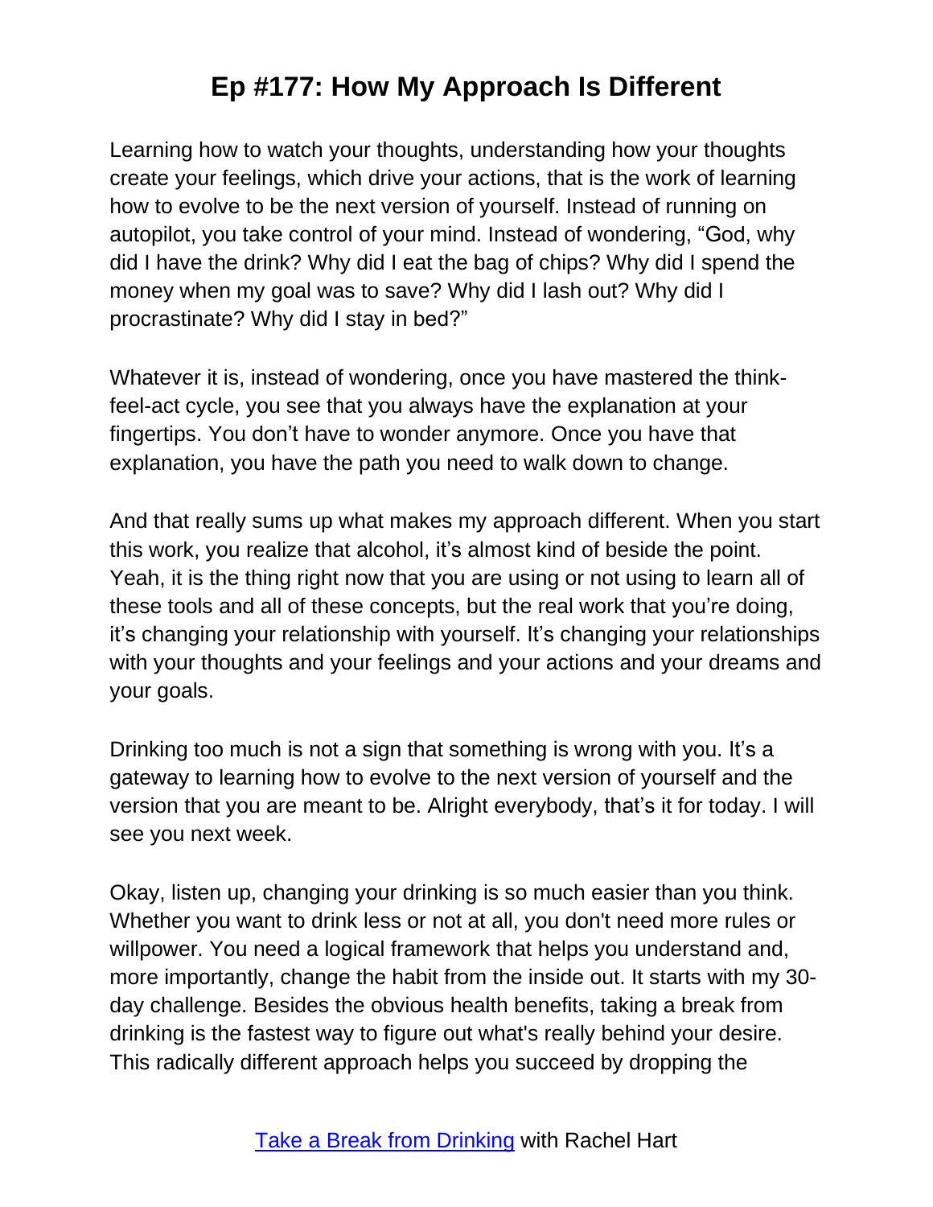Learning how to watch your thoughts, understanding how your thoughts create your feelings, which drive your actions, that is the work of learning how to evolve to be the next version of yourself. Instead of running on autopilot, you take control of your mind. Instead of wondering, "God, why did I have the drink? Why did I eat the bag of chips? Why did I spend the money when my goal was to save? Why did I lash out? Why did I procrastinate? Why did I stay in bed?"

Whatever it is, instead of wondering, once you have mastered the think-feel-act cycle, you see that you always have the explanation at your fingertips. You don't have to wonder anymore. Once you have that explanation, you have the path you need to walk down to change.

And that really sums up what makes my approach different. When you start this work, you realize that alcohol, it's almost kind of beside the point. Yeah, it is the thing right now that you are using or not using to learn all of these tools and all of these concepts, but the real work that you're doing, it's changing your relationship with yourself. It's changing your relationships with your thoughts and your feelings and your actions and your dreams and your goals.

Drinking too much is not a sign that something is wrong with you. It's a gateway to learning how to evolve to the next version of yourself and the version that you are meant to be. Alright everybody, that's it for today. I will see you next week.

Okay, listen up, changing your drinking is so much easier than you think. Whether you want to drink less or not at all, you don't need more rules or willpower. You need a logical framework that helps you understand and, more importantly, change the habit from the inside out. It starts with my 30-day challenge. Besides the obvious health benefits, taking a break from drinking is the fastest way to figure out what's really behind your desire. This radically different approach helps you succeed by dropping the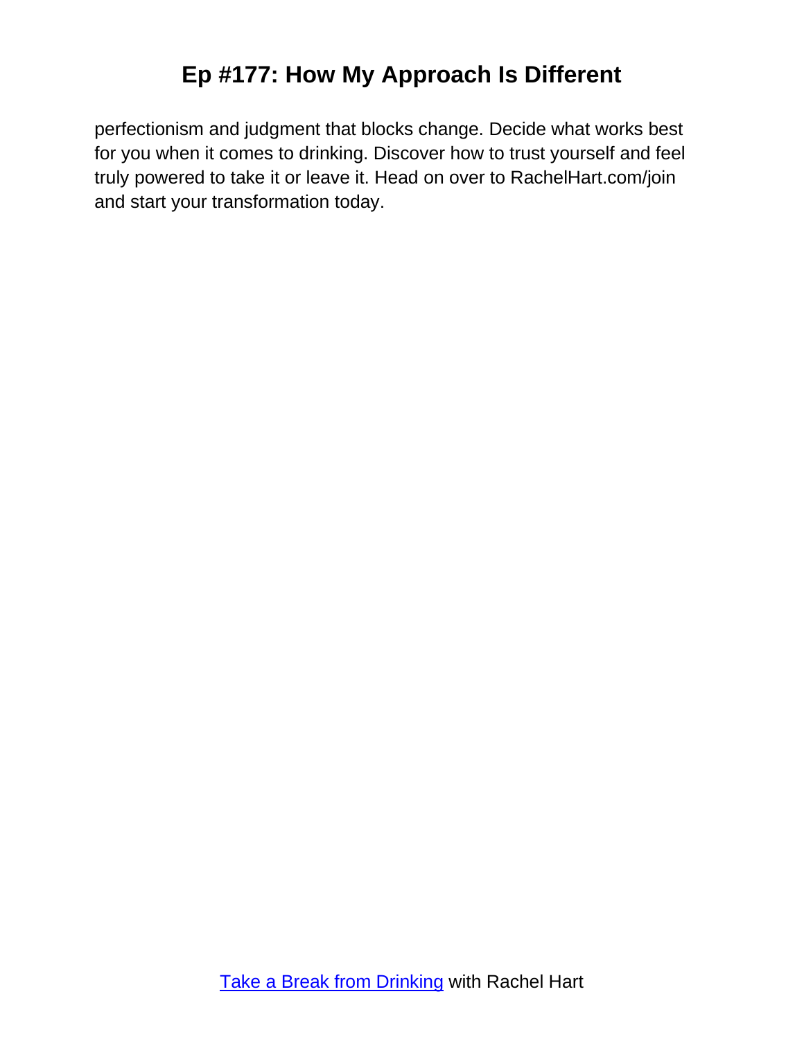perfectionism and judgment that blocks change. Decide what works best for you when it comes to drinking. Discover how to trust yourself and feel truly powered to take it or leave it. Head on over to RachelHart.com/join and start your transformation today.